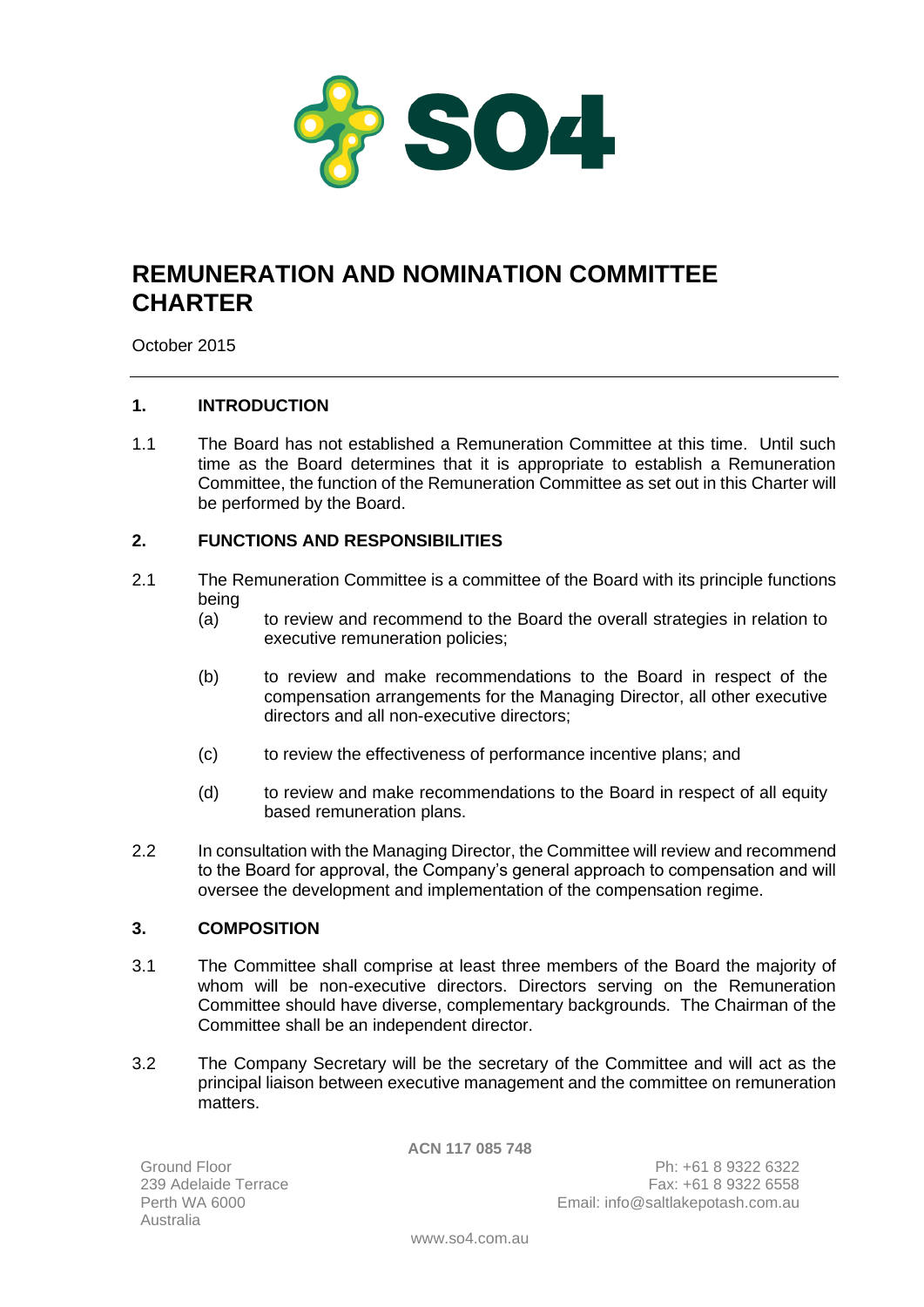# REMUNERATION AND NOMINATION COMMITTEE CHARTER

October 2015

---

## 1. INTRODUCTION

1.1 The Board has not established a Remuneration Committee at this time. Until such time as the Board determines that it is appropriate to establish a Remuneration Committee, the function of the Remuneration Committee as set out in this Charter will be performed by the Board.

## 2. FUNCTIONS AND RESPONSIBILITIES

2.1 The Remuneration Committee is a committee of the Board with its principle functions being

- (a) to review and recommend to the Board the overall strategies in relation to executive remuneration policies;
- (b) to review and make recommendations to the Board in respect of the compensation arrangements for the Managing Director, all other executive directors and all non-executive directors;
- (c) to review the effectiveness of performance incentive plans; and
- (d) to review and make recommendations to the Board in respect of all equity based remuneration plans.

2.2 In consultation with the Managing Director, the Committee will review and recommend to the Board for approval, the Company's general approach to compensation and will oversee the development and implementation of the compensation regime.

## 3. COMPOSITION

3.1 The Committee shall comprise at least three members of the Board the majority of whom will be non-executive directors. Directors serving on the Remuneration Committee should have diverse, complementary backgrounds. The Chairman of the Committee shall be an independent director.

3.2 The Company Secretary will be the secretary of the Committee and will act as the principal liaison between executive management and the committee on remuneration matters.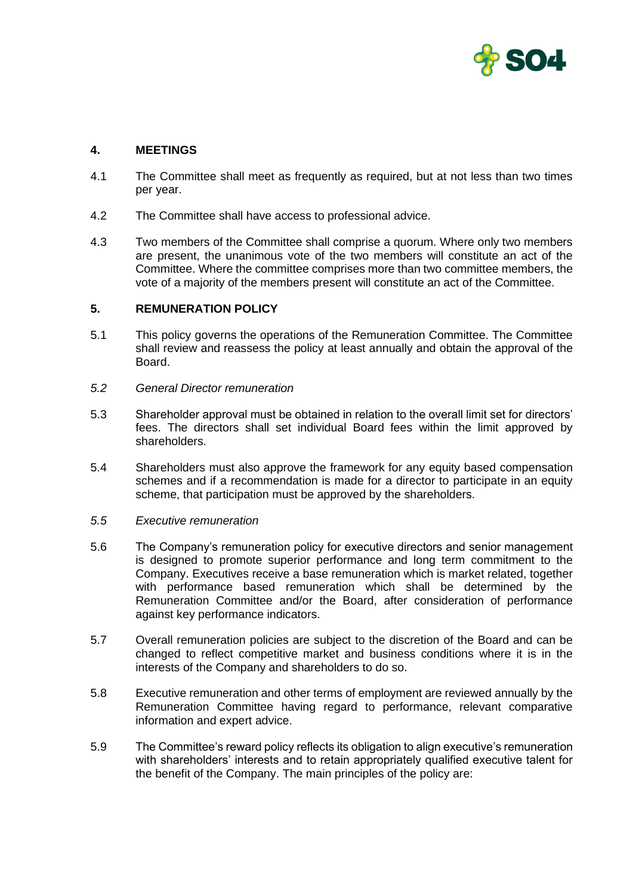## 4. MEETINGS

4.1 The Committee shall meet as frequently as required, but at not less than two times per year.

4.2 The Committee shall have access to professional advice.

4.3 Two members of the Committee shall comprise a quorum. Where only two members are present, the unanimous vote of the two members will constitute an act of the Committee. Where the committee comprises more than two committee members, the vote of a majority of the members present will constitute an act of the Committee.

## 5. REMUNERATION POLICY

5.1 This policy governs the operations of the Remuneration Committee. The Committee shall review and reassess the policy at least annually and obtain the approval of the Board.

*5.2 General Director remuneration*

5.3 Shareholder approval must be obtained in relation to the overall limit set for directors' fees. The directors shall set individual Board fees within the limit approved by shareholders.

5.4 Shareholders must also approve the framework for any equity based compensation schemes and if a recommendation is made for a director to participate in an equity scheme, that participation must be approved by the shareholders.

*5.5 Executive remuneration*

5.6 The Company's remuneration policy for executive directors and senior management is designed to promote superior performance and long term commitment to the Company. Executives receive a base remuneration which is market related, together with performance based remuneration which shall be determined by the Remuneration Committee and/or the Board, after consideration of performance against key performance indicators.

5.7 Overall remuneration policies are subject to the discretion of the Board and can be changed to reflect competitive market and business conditions where it is in the interests of the Company and shareholders to do so.

5.8 Executive remuneration and other terms of employment are reviewed annually by the Remuneration Committee having regard to performance, relevant comparative information and expert advice.

5.9 The Committee's reward policy reflects its obligation to align executive's remuneration with shareholders' interests and to retain appropriately qualified executive talent for the benefit of the Company. The main principles of the policy are: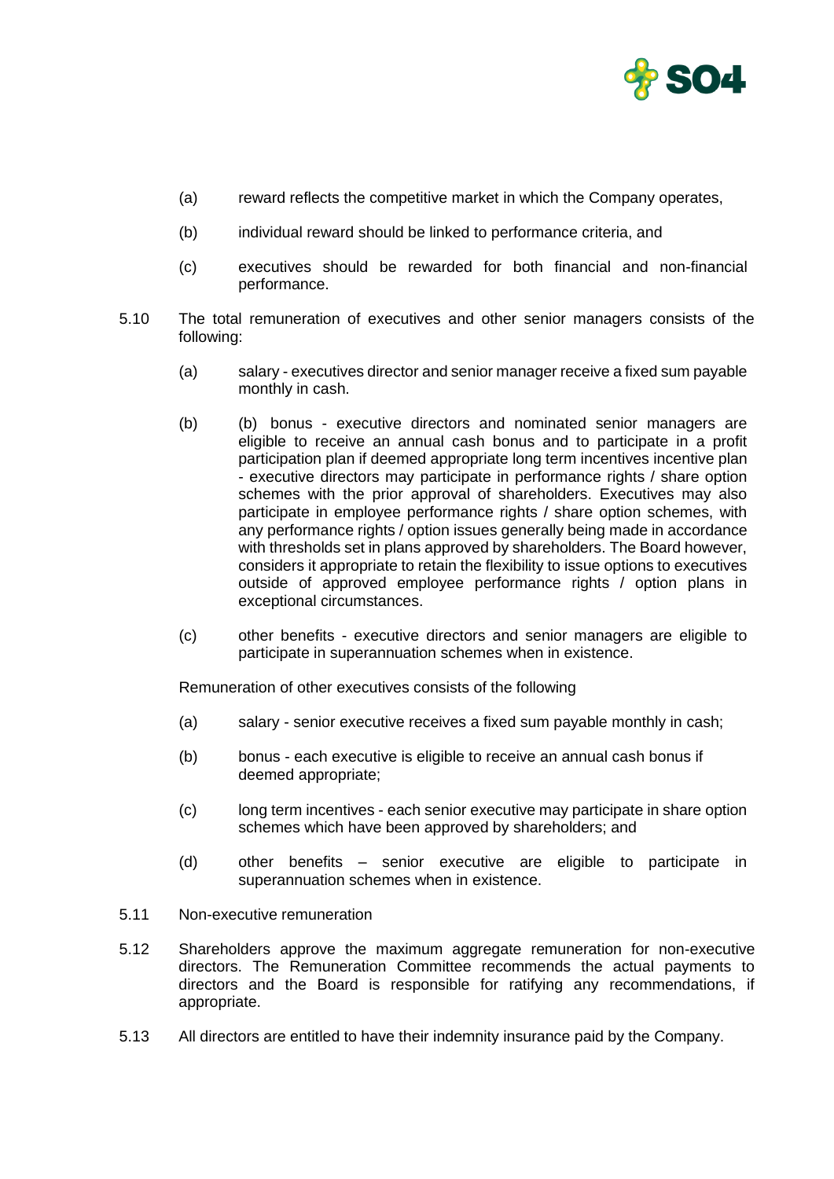(a) reward reflects the competitive market in which the Company operates,

(b) individual reward should be linked to performance criteria, and

(c) executives should be rewarded for both financial and non-financial performance.

5.10 The total remuneration of executives and other senior managers consists of the following:

(a) salary - executives director and senior manager receive a fixed sum payable monthly in cash.

(b) (b) bonus - executive directors and nominated senior managers are eligible to receive an annual cash bonus and to participate in a profit participation plan if deemed appropriate long term incentives incentive plan - executive directors may participate in performance rights / share option schemes with the prior approval of shareholders. Executives may also participate in employee performance rights / share option schemes, with any performance rights / option issues generally being made in accordance with thresholds set in plans approved by shareholders. The Board however, considers it appropriate to retain the flexibility to issue options to executives outside of approved employee performance rights / option plans in exceptional circumstances.

(c) other benefits - executive directors and senior managers are eligible to participate in superannuation schemes when in existence.

Remuneration of other executives consists of the following

(a) salary - senior executive receives a fixed sum payable monthly in cash;

(b) bonus - each executive is eligible to receive an annual cash bonus if deemed appropriate;

(c) long term incentives - each senior executive may participate in share option schemes which have been approved by shareholders; and

(d) other benefits – senior executive are eligible to participate in superannuation schemes when in existence.

5.11 Non-executive remuneration

5.12 Shareholders approve the maximum aggregate remuneration for non-executive directors. The Remuneration Committee recommends the actual payments to directors and the Board is responsible for ratifying any recommendations, if appropriate.

5.13 All directors are entitled to have their indemnity insurance paid by the Company.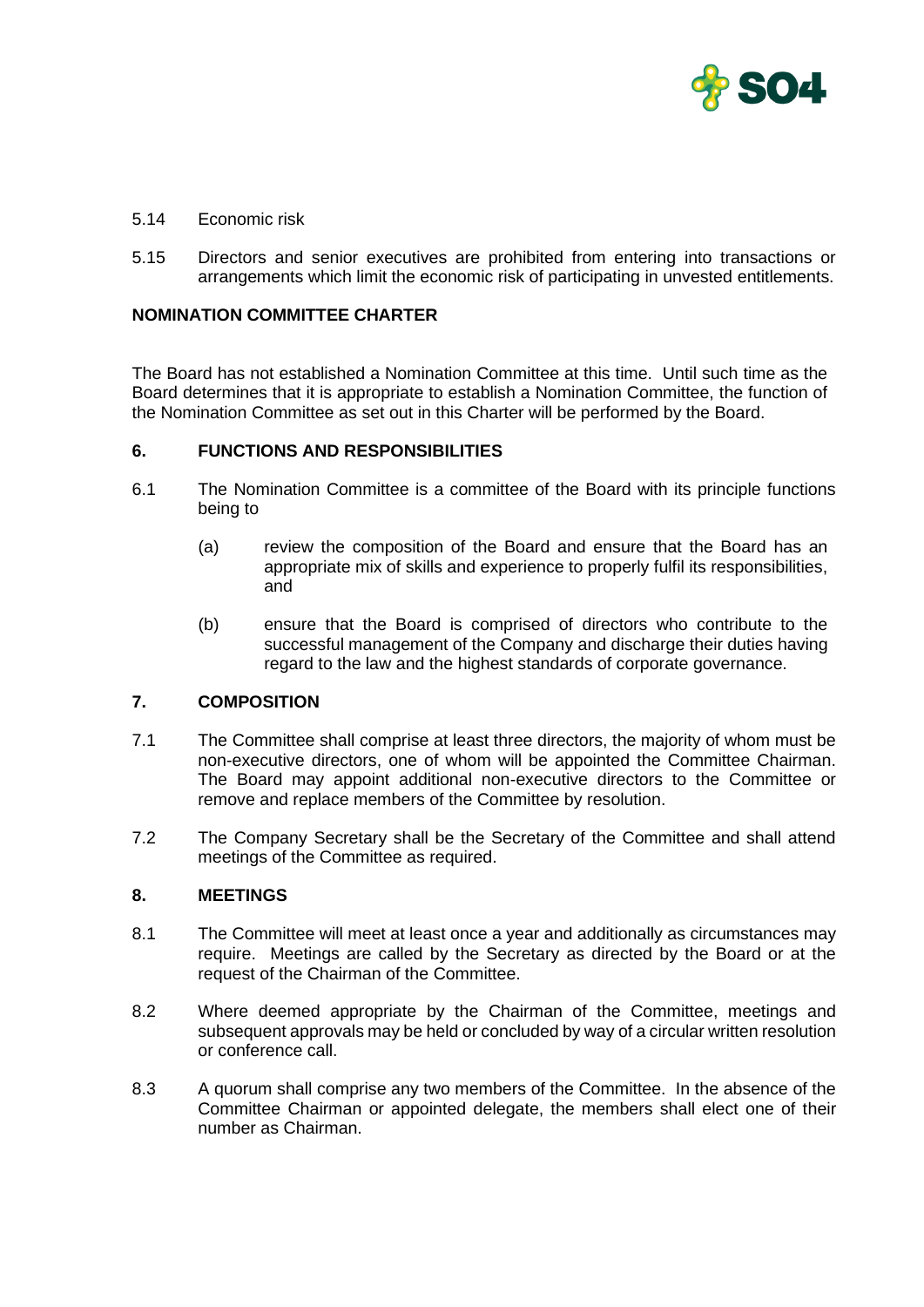5.14 Economic risk

5.15 Directors and senior executives are prohibited from entering into transactions or arrangements which limit the economic risk of participating in unvested entitlements.

## NOMINATION COMMITTEE CHARTER

The Board has not established a Nomination Committee at this time. Until such time as the Board determines that it is appropriate to establish a Nomination Committee, the function of the Nomination Committee as set out in this Charter will be performed by the Board.

### 6. FUNCTIONS AND RESPONSIBILITIES

6.1 The Nomination Committee is a committee of the Board with its principle functions being to

(a) review the composition of the Board and ensure that the Board has an appropriate mix of skills and experience to properly fulfil its responsibilities, and

(b) ensure that the Board is comprised of directors who contribute to the successful management of the Company and discharge their duties having regard to the law and the highest standards of corporate governance.

### 7. COMPOSITION

7.1 The Committee shall comprise at least three directors, the majority of whom must be non-executive directors, one of whom will be appointed the Committee Chairman. The Board may appoint additional non-executive directors to the Committee or remove and replace members of the Committee by resolution.

7.2 The Company Secretary shall be the Secretary of the Committee and shall attend meetings of the Committee as required.

### 8. MEETINGS

8.1 The Committee will meet at least once a year and additionally as circumstances may require. Meetings are called by the Secretary as directed by the Board or at the request of the Chairman of the Committee.

8.2 Where deemed appropriate by the Chairman of the Committee, meetings and subsequent approvals may be held or concluded by way of a circular written resolution or conference call.

8.3 A quorum shall comprise any two members of the Committee. In the absence of the Committee Chairman or appointed delegate, the members shall elect one of their number as Chairman.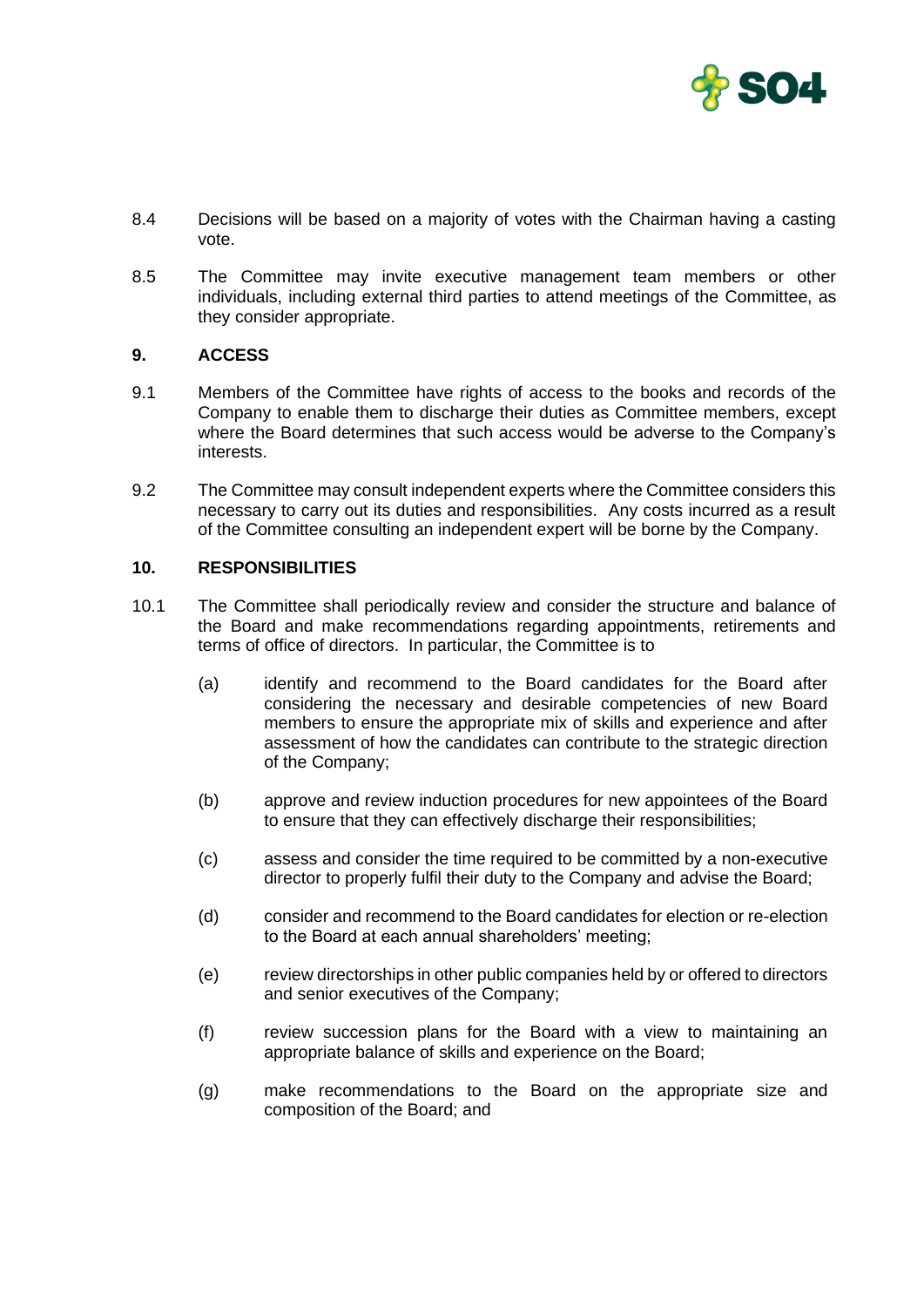8.4 Decisions will be based on a majority of votes with the Chairman having a casting vote.

8.5 The Committee may invite executive management team members or other individuals, including external third parties to attend meetings of the Committee, as they consider appropriate.

## 9. ACCESS

9.1 Members of the Committee have rights of access to the books and records of the Company to enable them to discharge their duties as Committee members, except where the Board determines that such access would be adverse to the Company's interests.

9.2 The Committee may consult independent experts where the Committee considers this necessary to carry out its duties and responsibilities. Any costs incurred as a result of the Committee consulting an independent expert will be borne by the Company.

## 10. RESPONSIBILITIES

10.1 The Committee shall periodically review and consider the structure and balance of the Board and make recommendations regarding appointments, retirements and terms of office of directors. In particular, the Committee is to

(a) identify and recommend to the Board candidates for the Board after considering the necessary and desirable competencies of new Board members to ensure the appropriate mix of skills and experience and after assessment of how the candidates can contribute to the strategic direction of the Company;

(b) approve and review induction procedures for new appointees of the Board to ensure that they can effectively discharge their responsibilities;

(c) assess and consider the time required to be committed by a non-executive director to properly fulfil their duty to the Company and advise the Board;

(d) consider and recommend to the Board candidates for election or re-election to the Board at each annual shareholders' meeting;

(e) review directorships in other public companies held by or offered to directors and senior executives of the Company;

(f) review succession plans for the Board with a view to maintaining an appropriate balance of skills and experience on the Board;

(g) make recommendations to the Board on the appropriate size and composition of the Board; and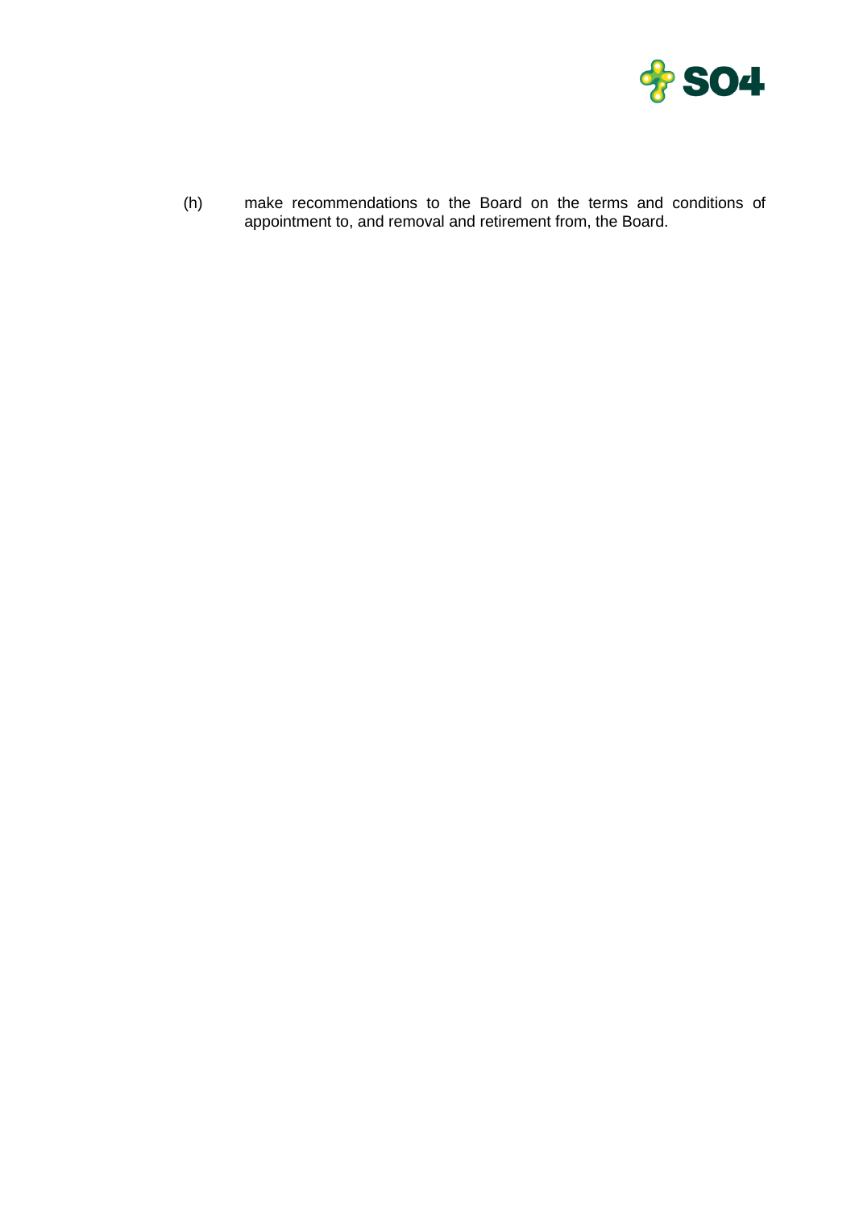(h) make recommendations to the Board on the terms and conditions of appointment to, and removal and retirement from, the Board.